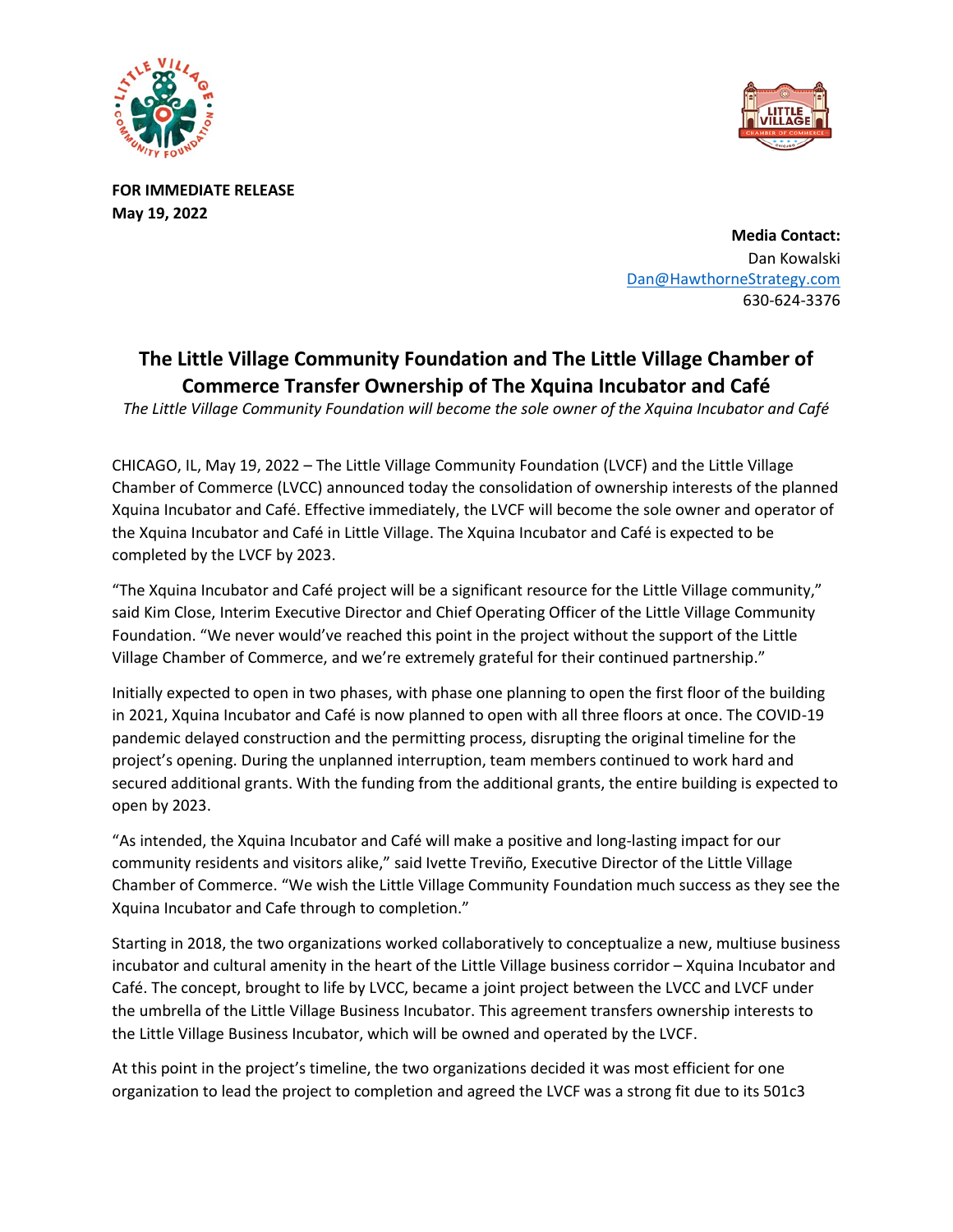**FOR IMMEDIATE RELEASE**
**May 19, 2022**

**Media Contact:**
Dan Kowalski
Dan@HawthorneStrategy.com
630-624-3376

# The Little Village Community Foundation and The Little Village Chamber of Commerce Transfer Ownership of The Xquina Incubator and Café

*The Little Village Community Foundation will become the sole owner of the Xquina Incubator and Café*

CHICAGO, IL, May 19, 2022 – The Little Village Community Foundation (LVCF) and the Little Village Chamber of Commerce (LVCC) announced today the consolidation of ownership interests of the planned Xquina Incubator and Café. Effective immediately, the LVCF will become the sole owner and operator of the Xquina Incubator and Café in Little Village. The Xquina Incubator and Café is expected to be completed by the LVCF by 2023.

"The Xquina Incubator and Café project will be a significant resource for the Little Village community," said Kim Close, Interim Executive Director and Chief Operating Officer of the Little Village Community Foundation. "We never would've reached this point in the project without the support of the Little Village Chamber of Commerce, and we're extremely grateful for their continued partnership."

Initially expected to open in two phases, with phase one planning to open the first floor of the building in 2021, Xquina Incubator and Café is now planned to open with all three floors at once. The COVID-19 pandemic delayed construction and the permitting process, disrupting the original timeline for the project's opening. During the unplanned interruption, team members continued to work hard and secured additional grants. With the funding from the additional grants, the entire building is expected to open by 2023.

"As intended, the Xquina Incubator and Café will make a positive and long-lasting impact for our community residents and visitors alike," said Ivette Treviño, Executive Director of the Little Village Chamber of Commerce. "We wish the Little Village Community Foundation much success as they see the Xquina Incubator and Cafe through to completion."

Starting in 2018, the two organizations worked collaboratively to conceptualize a new, multiuse business incubator and cultural amenity in the heart of the Little Village business corridor – Xquina Incubator and Café. The concept, brought to life by LVCC, became a joint project between the LVCC and LVCF under the umbrella of the Little Village Business Incubator. This agreement transfers ownership interests to the Little Village Business Incubator, which will be owned and operated by the LVCF.

At this point in the project's timeline, the two organizations decided it was most efficient for one organization to lead the project to completion and agreed the LVCF was a strong fit due to its 501c3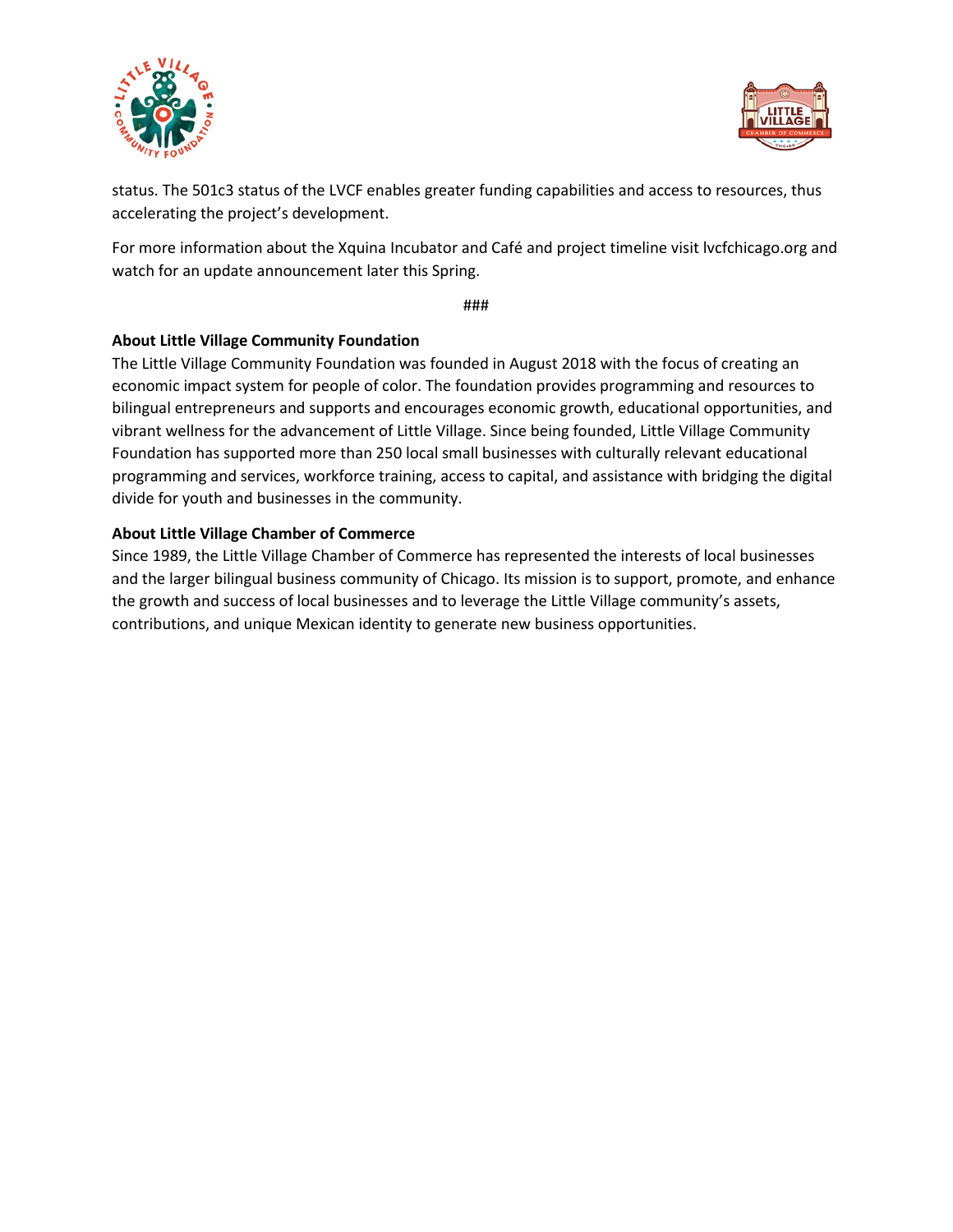status. The 501c3 status of the LVCF enables greater funding capabilities and access to resources, thus accelerating the project's development.

For more information about the Xquina Incubator and Café and project timeline visit lvcfchicago.org and watch for an update announcement later this Spring.

###

**About Little Village Community Foundation**
The Little Village Community Foundation was founded in August 2018 with the focus of creating an economic impact system for people of color. The foundation provides programming and resources to bilingual entrepreneurs and supports and encourages economic growth, educational opportunities, and vibrant wellness for the advancement of Little Village. Since being founded, Little Village Community Foundation has supported more than 250 local small businesses with culturally relevant educational programming and services, workforce training, access to capital, and assistance with bridging the digital divide for youth and businesses in the community.

**About Little Village Chamber of Commerce**
Since 1989, the Little Village Chamber of Commerce has represented the interests of local businesses and the larger bilingual business community of Chicago. Its mission is to support, promote, and enhance the growth and success of local businesses and to leverage the Little Village community's assets, contributions, and unique Mexican identity to generate new business opportunities.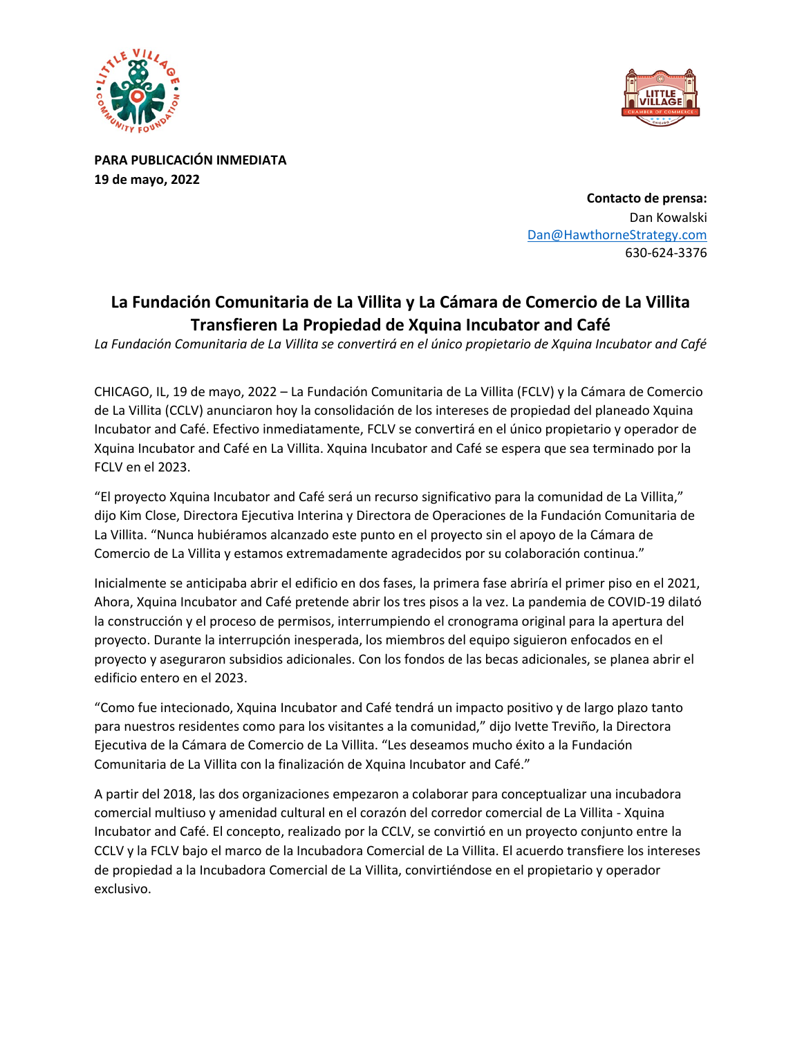**PARA PUBLICACIÓN INMEDIATA**
**19 de mayo, 2022**

**Contacto de prensa:**
Dan Kowalski
Dan@HawthorneStrategy.com
630-624-3376

# La Fundación Comunitaria de La Villita y La Cámara de Comercio de La Villita Transfieren La Propiedad de Xquina Incubator and Café

*La Fundación Comunitaria de La Villita se convertirá en el único propietario de Xquina Incubator and Café*

CHICAGO, IL, 19 de mayo, 2022 – La Fundación Comunitaria de La Villita (FCLV) y la Cámara de Comercio de La Villita (CCLV) anunciaron hoy la consolidación de los intereses de propiedad del planeado Xquina Incubator and Café. Efectivo inmediatamente, FCLV se convertirá en el único propietario y operador de Xquina Incubator and Café en La Villita. Xquina Incubator and Café se espera que sea terminado por la FCLV en el 2023.

"El proyecto Xquina Incubator and Café será un recurso significativo para la comunidad de La Villita," dijo Kim Close, Directora Ejecutiva Interina y Directora de Operaciones de la Fundación Comunitaria de La Villita. "Nunca hubiéramos alcanzado este punto en el proyecto sin el apoyo de la Cámara de Comercio de La Villita y estamos extremadamente agradecidos por su colaboración continua."

Inicialmente se anticipaba abrir el edificio en dos fases, la primera fase abriría el primer piso en el 2021, Ahora, Xquina Incubator and Café pretende abrir los tres pisos a la vez. La pandemia de COVID-19 dilató la construcción y el proceso de permisos, interrumpiendo el cronograma original para la apertura del proyecto. Durante la interrupción inesperada, los miembros del equipo siguieron enfocados en el proyecto y aseguraron subsidios adicionales. Con los fondos de las becas adicionales, se planea abrir el edificio entero en el 2023.

"Como fue intecionado, Xquina Incubator and Café tendrá un impacto positivo y de largo plazo tanto para nuestros residentes como para los visitantes a la comunidad," dijo Ivette Treviño, la Directora Ejecutiva de la Cámara de Comercio de La Villita. "Les deseamos mucho éxito a la Fundación Comunitaria de La Villita con la finalización de Xquina Incubator and Café."

A partir del 2018, las dos organizaciones empezaron a colaborar para conceptualizar una incubadora comercial multiuso y amenidad cultural en el corazón del corredor comercial de La Villita - Xquina Incubator and Café. El concepto, realizado por la CCLV, se convirtió en un proyecto conjunto entre la CCLV y la FCLV bajo el marco de la Incubadora Comercial de La Villita. El acuerdo transfiere los intereses de propiedad a la Incubadora Comercial de La Villita, convirtiéndose en el propietario y operador exclusivo.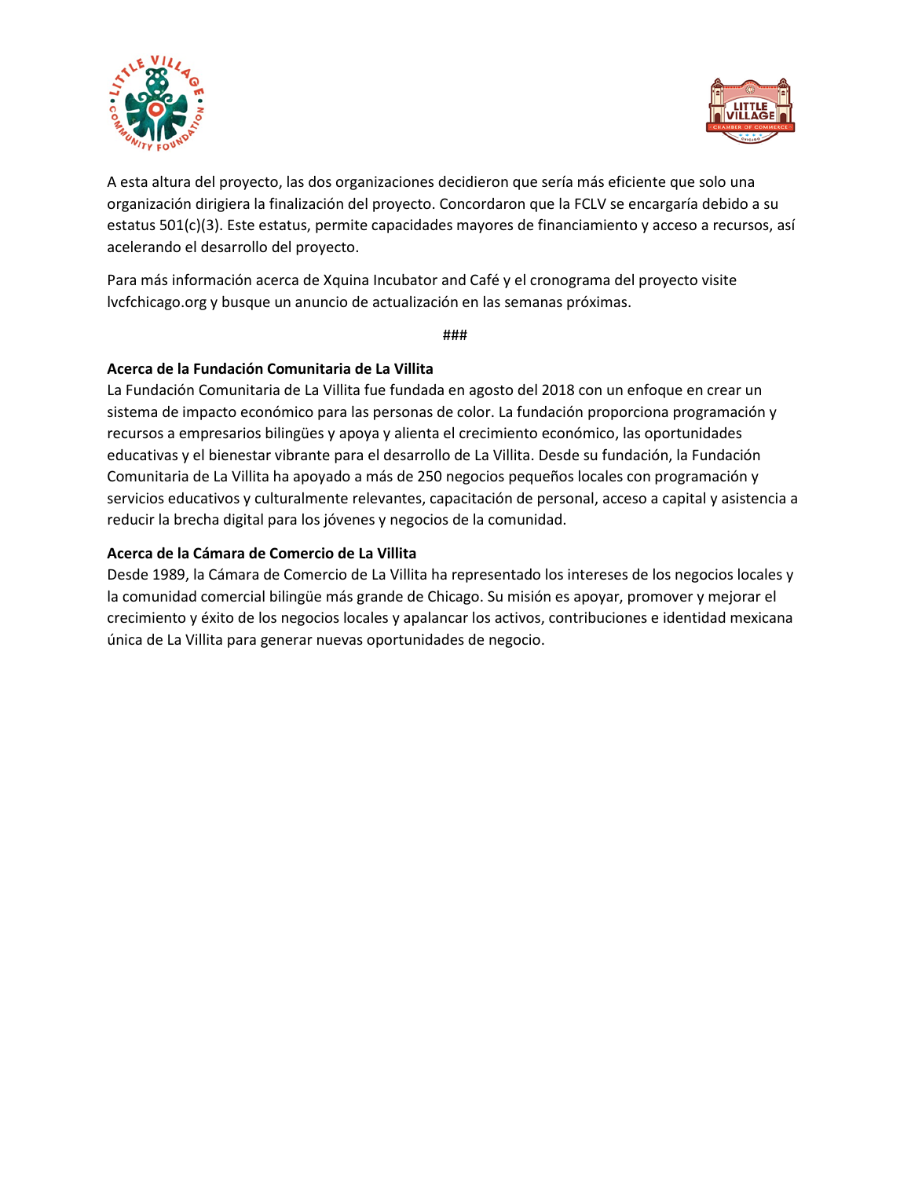A esta altura del proyecto, las dos organizaciones decidieron que sería más eficiente que solo una organización dirigiera la finalización del proyecto. Concordaron que la FCLV se encargaría debido a su estatus 501(c)(3). Este estatus, permite capacidades mayores de financiamiento y acceso a recursos, así acelerando el desarrollo del proyecto.

Para más información acerca de Xquina Incubator and Café y el cronograma del proyecto visite lvcfchicago.org y busque un anuncio de actualización en las semanas próximas.

###

**Acerca de la Fundación Comunitaria de La Villita**
La Fundación Comunitaria de La Villita fue fundada en agosto del 2018 con un enfoque en crear un sistema de impacto económico para las personas de color. La fundación proporciona programación y recursos a empresarios bilingües y apoya y alienta el crecimiento económico, las oportunidades educativas y el bienestar vibrante para el desarrollo de La Villita. Desde su fundación, la Fundación Comunitaria de La Villita ha apoyado a más de 250 negocios pequeños locales con programación y servicios educativos y culturalmente relevantes, capacitación de personal, acceso a capital y asistencia a reducir la brecha digital para los jóvenes y negocios de la comunidad.

**Acerca de la Cámara de Comercio de La Villita**
Desde 1989, la Cámara de Comercio de La Villita ha representado los intereses de los negocios locales y la comunidad comercial bilingüe más grande de Chicago. Su misión es apoyar, promover y mejorar el crecimiento y éxito de los negocios locales y apalancar los activos, contribuciones e identidad mexicana única de La Villita para generar nuevas oportunidades de negocio.